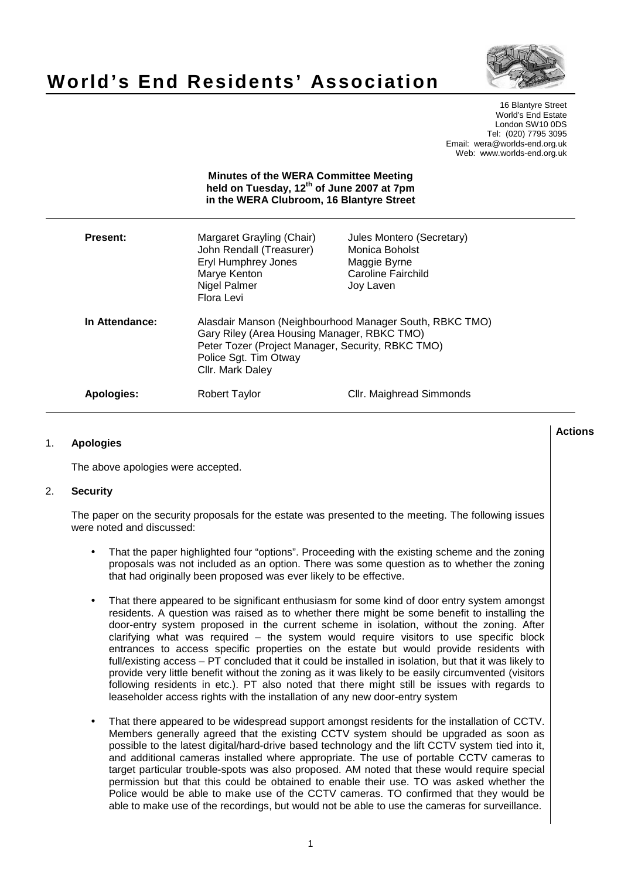# World's End Residents' Association

16 Blantyre Street
World's End Estate
London SW10 0DS
Tel: (020) 7795 3095
Email: wera@worlds-end.org.uk
Web: www.worlds-end.org.uk

**Minutes of the WERA Committee Meeting held on Tuesday, 12th of June 2007 at 7pm in the WERA Clubroom, 16 Blantyre Street**

| | | |
|---|---|---|
| **Present:** | Margaret Grayling (Chair) | Jules Montero (Secretary) |
| | John Rendall (Treasurer) | Monica Boholst |
| | Eryl Humphrey Jones | Maggie Byrne |
| | Marye Kenton | Caroline Fairchild |
| | Nigel Palmer | Joy Laven |
| | Flora Levi | |
| **In Attendance:** | Alasdair Manson (Neighbourhood Manager South, RBKC TMO) | |
| | Gary Riley (Area Housing Manager, RBKC TMO) | |
| | Peter Tozer (Project Manager, Security, RBKC TMO) | |
| | Police Sgt. Tim Otway | |
| | Cllr. Mark Daley | |
| **Apologies:** | Robert Taylor | Cllr. Maighread Simmonds |

**Actions**

1. **Apologies**

   The above apologies were accepted.

2. **Security**

   The paper on the security proposals for the estate was presented to the meeting. The following issues were noted and discussed:

   - That the paper highlighted four "options". Proceeding with the existing scheme and the zoning proposals was not included as an option. There was some question as to whether the zoning that had originally been proposed was ever likely to be effective.

   - That there appeared to be significant enthusiasm for some kind of door entry system amongst residents. A question was raised as to whether there might be some benefit to installing the door-entry system proposed in the current scheme in isolation, without the zoning. After clarifying what was required – the system would require visitors to use specific block entrances to access specific properties on the estate but would provide residents with full/existing access – PT concluded that it could be installed in isolation, but that it was likely to provide very little benefit without the zoning as it was likely to be easily circumvented (visitors following residents in etc.). PT also noted that there might still be issues with regards to leaseholder access rights with the installation of any new door-entry system

   - That there appeared to be widespread support amongst residents for the installation of CCTV. Members generally agreed that the existing CCTV system should be upgraded as soon as possible to the latest digital/hard-drive based technology and the lift CCTV system tied into it, and additional cameras installed where appropriate. The use of portable CCTV cameras to target particular trouble-spots was also proposed. AM noted that these would require special permission but that this could be obtained to enable their use. TO was asked whether the Police would be able to make use of the CCTV cameras. TO confirmed that they would be able to make use of the recordings, but would not be able to use the cameras for surveillance.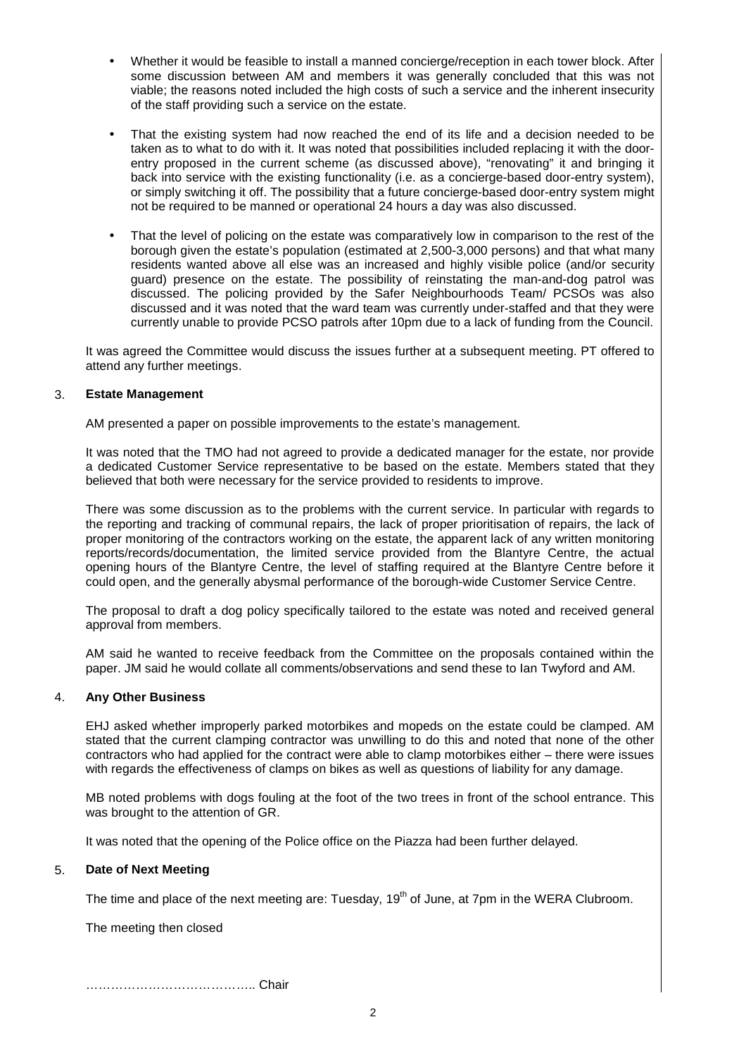- Whether it would be feasible to install a manned concierge/reception in each tower block. After some discussion between AM and members it was generally concluded that this was not viable; the reasons noted included the high costs of such a service and the inherent insecurity of the staff providing such a service on the estate.

- That the existing system had now reached the end of its life and a decision needed to be taken as to what to do with it. It was noted that possibilities included replacing it with the door-entry proposed in the current scheme (as discussed above), "renovating" it and bringing it back into service with the existing functionality (i.e. as a concierge-based door-entry system), or simply switching it off. The possibility that a future concierge-based door-entry system might not be required to be manned or operational 24 hours a day was also discussed.

- That the level of policing on the estate was comparatively low in comparison to the rest of the borough given the estate's population (estimated at 2,500-3,000 persons) and that what many residents wanted above all else was an increased and highly visible police (and/or security guard) presence on the estate. The possibility of reinstating the man-and-dog patrol was discussed. The policing provided by the Safer Neighbourhoods Team/ PCSOs was also discussed and it was noted that the ward team was currently under-staffed and that they were currently unable to provide PCSO patrols after 10pm due to a lack of funding from the Council.

It was agreed the Committee would discuss the issues further at a subsequent meeting. PT offered to attend any further meetings.

3. **Estate Management**

AM presented a paper on possible improvements to the estate's management.

It was noted that the TMO had not agreed to provide a dedicated manager for the estate, nor provide a dedicated Customer Service representative to be based on the estate. Members stated that they believed that both were necessary for the service provided to residents to improve.

There was some discussion as to the problems with the current service. In particular with regards to the reporting and tracking of communal repairs, the lack of proper prioritisation of repairs, the lack of proper monitoring of the contractors working on the estate, the apparent lack of any written monitoring reports/records/documentation, the limited service provided from the Blantyre Centre, the actual opening hours of the Blantyre Centre, the level of staffing required at the Blantyre Centre before it could open, and the generally abysmal performance of the borough-wide Customer Service Centre.

The proposal to draft a dog policy specifically tailored to the estate was noted and received general approval from members.

AM said he wanted to receive feedback from the Committee on the proposals contained within the paper. JM said he would collate all comments/observations and send these to Ian Twyford and AM.

4. **Any Other Business**

EHJ asked whether improperly parked motorbikes and mopeds on the estate could be clamped. AM stated that the current clamping contractor was unwilling to do this and noted that none of the other contractors who had applied for the contract were able to clamp motorbikes either – there were issues with regards the effectiveness of clamps on bikes as well as questions of liability for any damage.

MB noted problems with dogs fouling at the foot of the two trees in front of the school entrance. This was brought to the attention of GR.

It was noted that the opening of the Police office on the Piazza had been further delayed.

5. **Date of Next Meeting**

The time and place of the next meeting are: Tuesday, 19th of June, at 7pm in the WERA Clubroom.

The meeting then closed

………………………………….. Chair